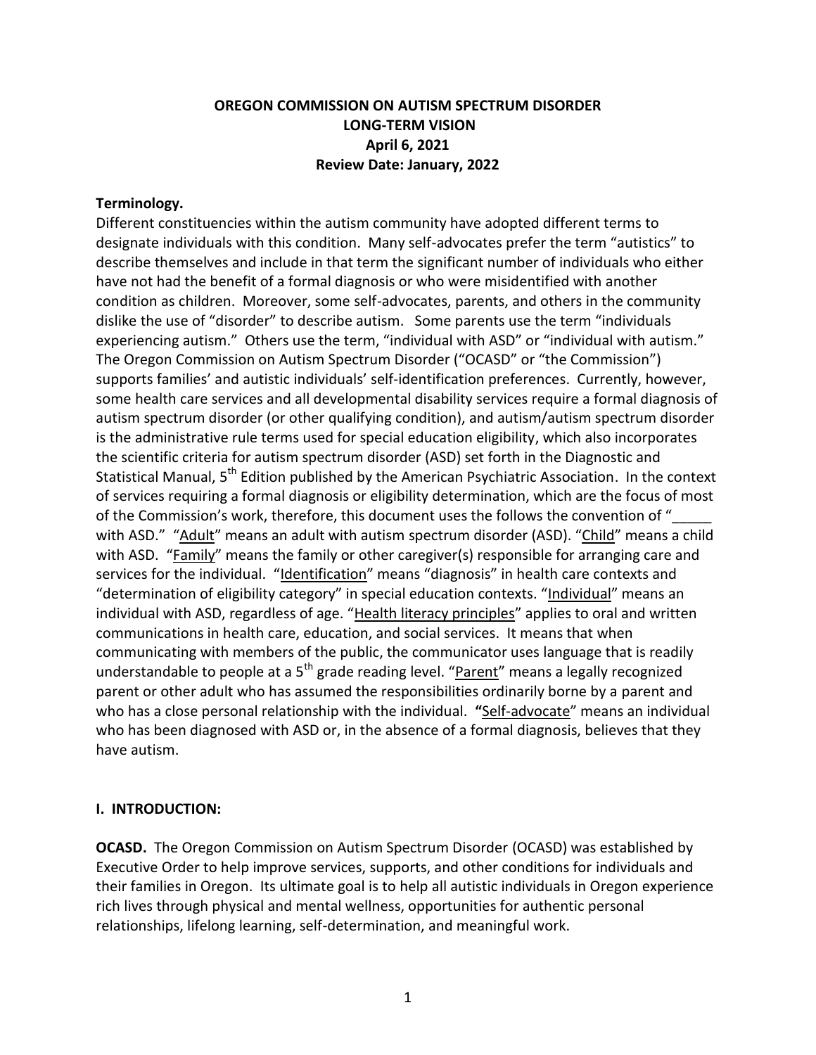# OREGON COMMISSION ON AUTISM SPECTRUM DISORDER
## LONG-TERM VISION
## April 6, 2021
## Review Date: January, 2022

**Terminology.**
Different constituencies within the autism community have adopted different terms to designate individuals with this condition. Many self-advocates prefer the term "autistics" to describe themselves and include in that term the significant number of individuals who either have not had the benefit of a formal diagnosis or who were misidentified with another condition as children. Moreover, some self-advocates, parents, and others in the community dislike the use of "disorder" to describe autism. Some parents use the term "individuals experiencing autism." Others use the term, "individual with ASD" or "individual with autism." The Oregon Commission on Autism Spectrum Disorder ("OCASD" or "the Commission") supports families' and autistic individuals' self-identification preferences. Currently, however, some health care services and all developmental disability services require a formal diagnosis of autism spectrum disorder (or other qualifying condition), and autism/autism spectrum disorder is the administrative rule terms used for special education eligibility, which also incorporates the scientific criteria for autism spectrum disorder (ASD) set forth in the Diagnostic and Statistical Manual, 5th Edition published by the American Psychiatric Association. In the context of services requiring a formal diagnosis or eligibility determination, which are the focus of most of the Commission's work, therefore, this document uses the follows the convention of "_____ with ASD." "Adult" means an adult with autism spectrum disorder (ASD). "Child" means a child with ASD. "Family" means the family or other caregiver(s) responsible for arranging care and services for the individual. "Identification" means "diagnosis" in health care contexts and "determination of eligibility category" in special education contexts. "Individual" means an individual with ASD, regardless of age. "Health literacy principles" applies to oral and written communications in health care, education, and social services. It means that when communicating with members of the public, the communicator uses language that is readily understandable to people at a 5th grade reading level. "Parent" means a legally recognized parent or other adult who has assumed the responsibilities ordinarily borne by a parent and who has a close personal relationship with the individual. "Self-advocate" means an individual who has been diagnosed with ASD or, in the absence of a formal diagnosis, believes that they have autism.

## I. INTRODUCTION:

**OCASD.** The Oregon Commission on Autism Spectrum Disorder (OCASD) was established by Executive Order to help improve services, supports, and other conditions for individuals and their families in Oregon. Its ultimate goal is to help all autistic individuals in Oregon experience rich lives through physical and mental wellness, opportunities for authentic personal relationships, lifelong learning, self-determination, and meaningful work.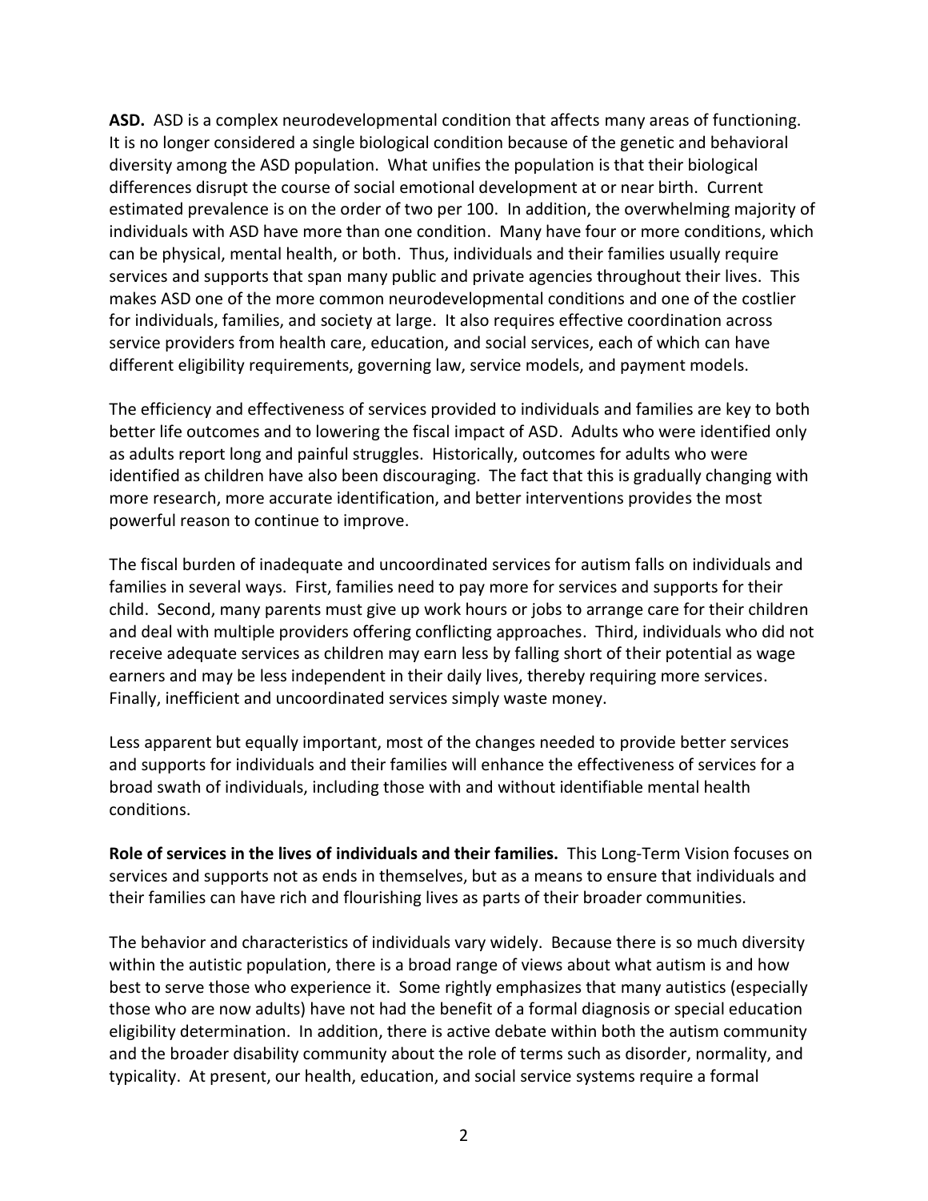**ASD.** ASD is a complex neurodevelopmental condition that affects many areas of functioning. It is no longer considered a single biological condition because of the genetic and behavioral diversity among the ASD population. What unifies the population is that their biological differences disrupt the course of social emotional development at or near birth. Current estimated prevalence is on the order of two per 100. In addition, the overwhelming majority of individuals with ASD have more than one condition. Many have four or more conditions, which can be physical, mental health, or both. Thus, individuals and their families usually require services and supports that span many public and private agencies throughout their lives. This makes ASD one of the more common neurodevelopmental conditions and one of the costlier for individuals, families, and society at large. It also requires effective coordination across service providers from health care, education, and social services, each of which can have different eligibility requirements, governing law, service models, and payment models.

The efficiency and effectiveness of services provided to individuals and families are key to both better life outcomes and to lowering the fiscal impact of ASD. Adults who were identified only as adults report long and painful struggles. Historically, outcomes for adults who were identified as children have also been discouraging. The fact that this is gradually changing with more research, more accurate identification, and better interventions provides the most powerful reason to continue to improve.

The fiscal burden of inadequate and uncoordinated services for autism falls on individuals and families in several ways. First, families need to pay more for services and supports for their child. Second, many parents must give up work hours or jobs to arrange care for their children and deal with multiple providers offering conflicting approaches. Third, individuals who did not receive adequate services as children may earn less by falling short of their potential as wage earners and may be less independent in their daily lives, thereby requiring more services. Finally, inefficient and uncoordinated services simply waste money.

Less apparent but equally important, most of the changes needed to provide better services and supports for individuals and their families will enhance the effectiveness of services for a broad swath of individuals, including those with and without identifiable mental health conditions.

**Role of services in the lives of individuals and their families.** This Long-Term Vision focuses on services and supports not as ends in themselves, but as a means to ensure that individuals and their families can have rich and flourishing lives as parts of their broader communities.

The behavior and characteristics of individuals vary widely. Because there is so much diversity within the autistic population, there is a broad range of views about what autism is and how best to serve those who experience it. Some rightly emphasizes that many autistics (especially those who are now adults) have not had the benefit of a formal diagnosis or special education eligibility determination. In addition, there is active debate within both the autism community and the broader disability community about the role of terms such as disorder, normality, and typicality. At present, our health, education, and social service systems require a formal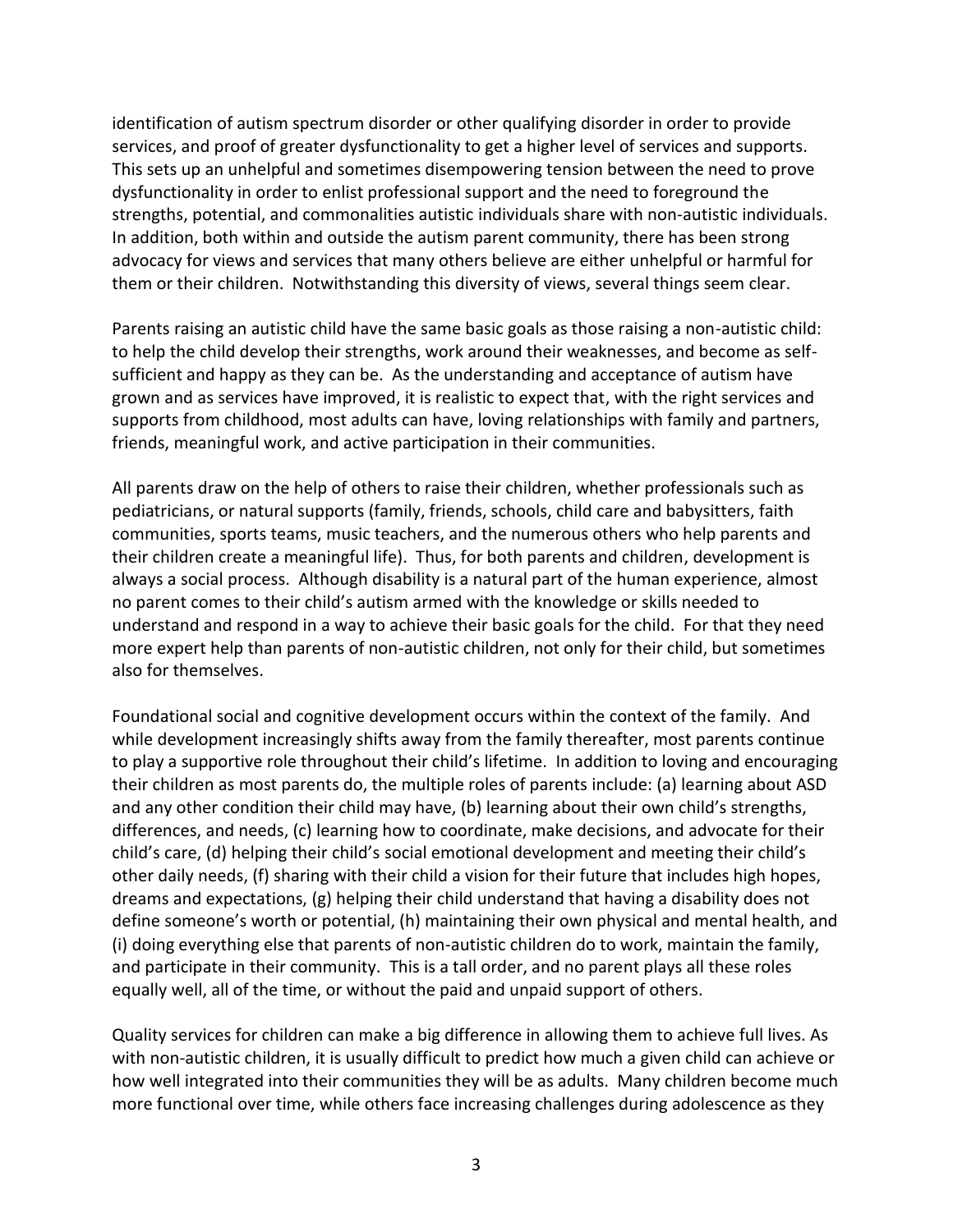identification of autism spectrum disorder or other qualifying disorder in order to provide services, and proof of greater dysfunctionality to get a higher level of services and supports. This sets up an unhelpful and sometimes disempowering tension between the need to prove dysfunctionality in order to enlist professional support and the need to foreground the strengths, potential, and commonalities autistic individuals share with non-autistic individuals. In addition, both within and outside the autism parent community, there has been strong advocacy for views and services that many others believe are either unhelpful or harmful for them or their children. Notwithstanding this diversity of views, several things seem clear.

Parents raising an autistic child have the same basic goals as those raising a non-autistic child: to help the child develop their strengths, work around their weaknesses, and become as self-sufficient and happy as they can be. As the understanding and acceptance of autism have grown and as services have improved, it is realistic to expect that, with the right services and supports from childhood, most adults can have, loving relationships with family and partners, friends, meaningful work, and active participation in their communities.

All parents draw on the help of others to raise their children, whether professionals such as pediatricians, or natural supports (family, friends, schools, child care and babysitters, faith communities, sports teams, music teachers, and the numerous others who help parents and their children create a meaningful life). Thus, for both parents and children, development is always a social process. Although disability is a natural part of the human experience, almost no parent comes to their child's autism armed with the knowledge or skills needed to understand and respond in a way to achieve their basic goals for the child. For that they need more expert help than parents of non-autistic children, not only for their child, but sometimes also for themselves.

Foundational social and cognitive development occurs within the context of the family. And while development increasingly shifts away from the family thereafter, most parents continue to play a supportive role throughout their child's lifetime. In addition to loving and encouraging their children as most parents do, the multiple roles of parents include: (a) learning about ASD and any other condition their child may have, (b) learning about their own child's strengths, differences, and needs, (c) learning how to coordinate, make decisions, and advocate for their child's care, (d) helping their child's social emotional development and meeting their child's other daily needs, (f) sharing with their child a vision for their future that includes high hopes, dreams and expectations, (g) helping their child understand that having a disability does not define someone's worth or potential, (h) maintaining their own physical and mental health, and (i) doing everything else that parents of non-autistic children do to work, maintain the family, and participate in their community. This is a tall order, and no parent plays all these roles equally well, all of the time, or without the paid and unpaid support of others.

Quality services for children can make a big difference in allowing them to achieve full lives. As with non-autistic children, it is usually difficult to predict how much a given child can achieve or how well integrated into their communities they will be as adults. Many children become much more functional over time, while others face increasing challenges during adolescence as they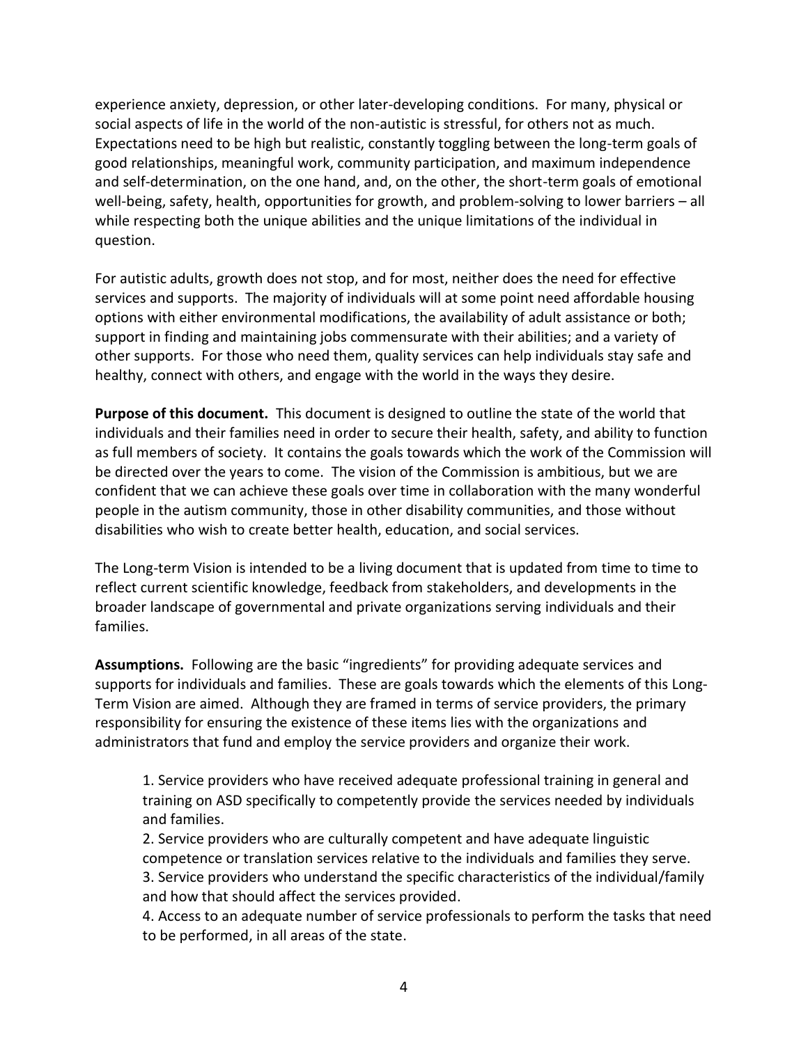experience anxiety, depression, or other later-developing conditions. For many, physical or social aspects of life in the world of the non-autistic is stressful, for others not as much. Expectations need to be high but realistic, constantly toggling between the long-term goals of good relationships, meaningful work, community participation, and maximum independence and self-determination, on the one hand, and, on the other, the short-term goals of emotional well-being, safety, health, opportunities for growth, and problem-solving to lower barriers – all while respecting both the unique abilities and the unique limitations of the individual in question.

For autistic adults, growth does not stop, and for most, neither does the need for effective services and supports. The majority of individuals will at some point need affordable housing options with either environmental modifications, the availability of adult assistance or both; support in finding and maintaining jobs commensurate with their abilities; and a variety of other supports. For those who need them, quality services can help individuals stay safe and healthy, connect with others, and engage with the world in the ways they desire.

**Purpose of this document.** This document is designed to outline the state of the world that individuals and their families need in order to secure their health, safety, and ability to function as full members of society. It contains the goals towards which the work of the Commission will be directed over the years to come. The vision of the Commission is ambitious, but we are confident that we can achieve these goals over time in collaboration with the many wonderful people in the autism community, those in other disability communities, and those without disabilities who wish to create better health, education, and social services.

The Long-term Vision is intended to be a living document that is updated from time to time to reflect current scientific knowledge, feedback from stakeholders, and developments in the broader landscape of governmental and private organizations serving individuals and their families.

**Assumptions.** Following are the basic "ingredients" for providing adequate services and supports for individuals and families. These are goals towards which the elements of this Long-Term Vision are aimed. Although they are framed in terms of service providers, the primary responsibility for ensuring the existence of these items lies with the organizations and administrators that fund and employ the service providers and organize their work.

1. Service providers who have received adequate professional training in general and training on ASD specifically to competently provide the services needed by individuals and families.
2. Service providers who are culturally competent and have adequate linguistic competence or translation services relative to the individuals and families they serve.
3. Service providers who understand the specific characteristics of the individual/family and how that should affect the services provided.
4. Access to an adequate number of service professionals to perform the tasks that need to be performed, in all areas of the state.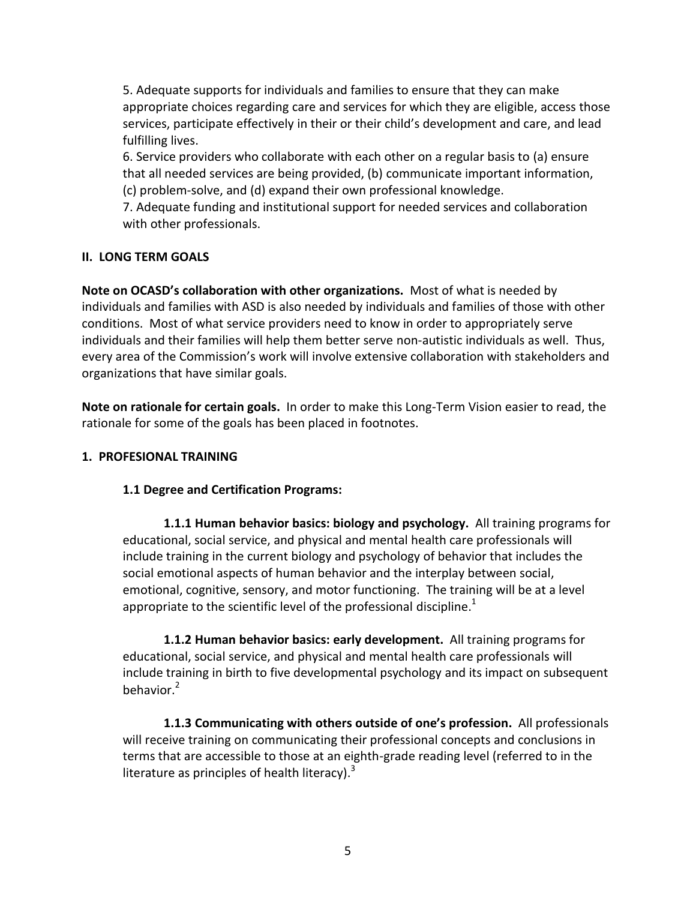5. Adequate supports for individuals and families to ensure that they can make appropriate choices regarding care and services for which they are eligible, access those services, participate effectively in their or their child's development and care, and lead fulfilling lives.
6. Service providers who collaborate with each other on a regular basis to (a) ensure that all needed services are being provided, (b) communicate important information, (c) problem-solve, and (d) expand their own professional knowledge.
7. Adequate funding and institutional support for needed services and collaboration with other professionals.

## II. LONG TERM GOALS

**Note on OCASD's collaboration with other organizations.** Most of what is needed by individuals and families with ASD is also needed by individuals and families of those with other conditions. Most of what service providers need to know in order to appropriately serve individuals and their families will help them better serve non-autistic individuals as well. Thus, every area of the Commission's work will involve extensive collaboration with stakeholders and organizations that have similar goals.

**Note on rationale for certain goals.** In order to make this Long-Term Vision easier to read, the rationale for some of the goals has been placed in footnotes.

### 1. PROFESIONAL TRAINING

#### 1.1 Degree and Certification Programs:

**1.1.1 Human behavior basics: biology and psychology.** All training programs for educational, social service, and physical and mental health care professionals will include training in the current biology and psychology of behavior that includes the social emotional aspects of human behavior and the interplay between social, emotional, cognitive, sensory, and motor functioning. The training will be at a level appropriate to the scientific level of the professional discipline.[1]

**1.1.2 Human behavior basics: early development.** All training programs for educational, social service, and physical and mental health care professionals will include training in birth to five developmental psychology and its impact on subsequent behavior.[2]

**1.1.3 Communicating with others outside of one's profession.** All professionals will receive training on communicating their professional concepts and conclusions in terms that are accessible to those at an eighth-grade reading level (referred to in the literature as principles of health literacy).[3]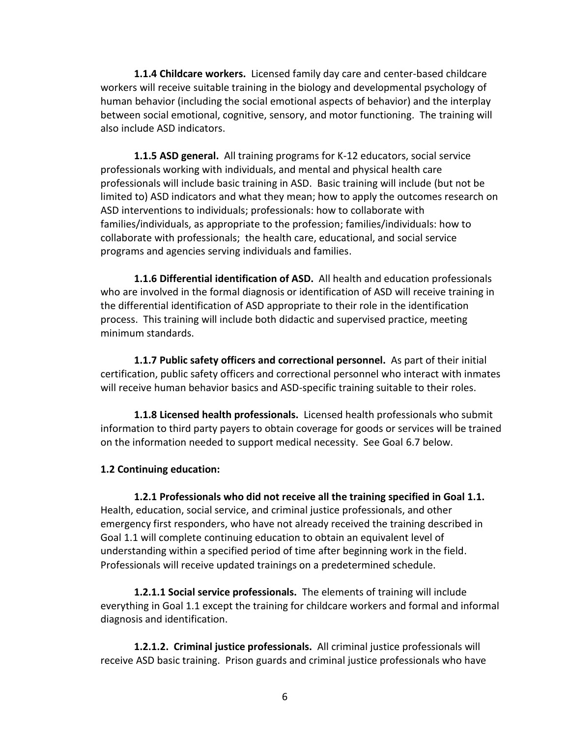**1.1.4 Childcare workers.** Licensed family day care and center-based childcare workers will receive suitable training in the biology and developmental psychology of human behavior (including the social emotional aspects of behavior) and the interplay between social emotional, cognitive, sensory, and motor functioning. The training will also include ASD indicators.

**1.1.5 ASD general.** All training programs for K-12 educators, social service professionals working with individuals, and mental and physical health care professionals will include basic training in ASD. Basic training will include (but not be limited to) ASD indicators and what they mean; how to apply the outcomes research on ASD interventions to individuals; professionals: how to collaborate with families/individuals, as appropriate to the profession; families/individuals: how to collaborate with professionals; the health care, educational, and social service programs and agencies serving individuals and families.

**1.1.6 Differential identification of ASD.** All health and education professionals who are involved in the formal diagnosis or identification of ASD will receive training in the differential identification of ASD appropriate to their role in the identification process. This training will include both didactic and supervised practice, meeting minimum standards.

**1.1.7 Public safety officers and correctional personnel.** As part of their initial certification, public safety officers and correctional personnel who interact with inmates will receive human behavior basics and ASD-specific training suitable to their roles.

**1.1.8 Licensed health professionals.** Licensed health professionals who submit information to third party payers to obtain coverage for goods or services will be trained on the information needed to support medical necessity. See Goal 6.7 below.

**1.2 Continuing education:**

**1.2.1 Professionals who did not receive all the training specified in Goal 1.1.** Health, education, social service, and criminal justice professionals, and other emergency first responders, who have not already received the training described in Goal 1.1 will complete continuing education to obtain an equivalent level of understanding within a specified period of time after beginning work in the field. Professionals will receive updated trainings on a predetermined schedule.

**1.2.1.1 Social service professionals.** The elements of training will include everything in Goal 1.1 except the training for childcare workers and formal and informal diagnosis and identification.

**1.2.1.2. Criminal justice professionals.** All criminal justice professionals will receive ASD basic training. Prison guards and criminal justice professionals who have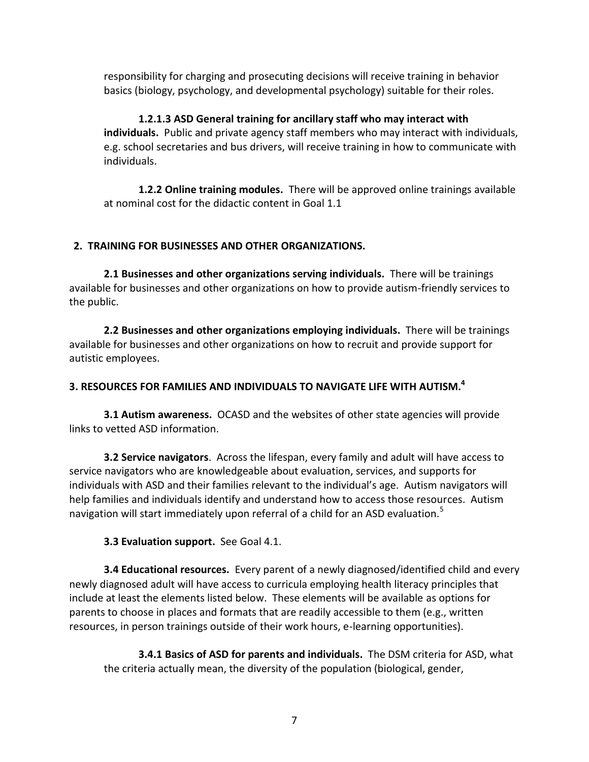responsibility for charging and prosecuting decisions will receive training in behavior basics (biology, psychology, and developmental psychology) suitable for their roles.

**1.2.1.3 ASD General training for ancillary staff who may interact with individuals.** Public and private agency staff members who may interact with individuals, e.g. school secretaries and bus drivers, will receive training in how to communicate with individuals.

**1.2.2 Online training modules.** There will be approved online trainings available at nominal cost for the didactic content in Goal 1.1

## 2. TRAINING FOR BUSINESSES AND OTHER ORGANIZATIONS.

**2.1 Businesses and other organizations serving individuals.** There will be trainings available for businesses and other organizations on how to provide autism-friendly services to the public.

**2.2 Businesses and other organizations employing individuals.** There will be trainings available for businesses and other organizations on how to recruit and provide support for autistic employees.

## 3. RESOURCES FOR FAMILIES AND INDIVIDUALS TO NAVIGATE LIFE WITH AUTISM.[4]

**3.1 Autism awareness.** OCASD and the websites of other state agencies will provide links to vetted ASD information.

**3.2 Service navigators**. Across the lifespan, every family and adult will have access to service navigators who are knowledgeable about evaluation, services, and supports for individuals with ASD and their families relevant to the individual's age. Autism navigators will help families and individuals identify and understand how to access those resources. Autism navigation will start immediately upon referral of a child for an ASD evaluation.[5]

**3.3 Evaluation support.** See Goal 4.1.

**3.4 Educational resources.** Every parent of a newly diagnosed/identified child and every newly diagnosed adult will have access to curricula employing health literacy principles that include at least the elements listed below. These elements will be available as options for parents to choose in places and formats that are readily accessible to them (e.g., written resources, in person trainings outside of their work hours, e-learning opportunities).

**3.4.1 Basics of ASD for parents and individuals.** The DSM criteria for ASD, what the criteria actually mean, the diversity of the population (biological, gender,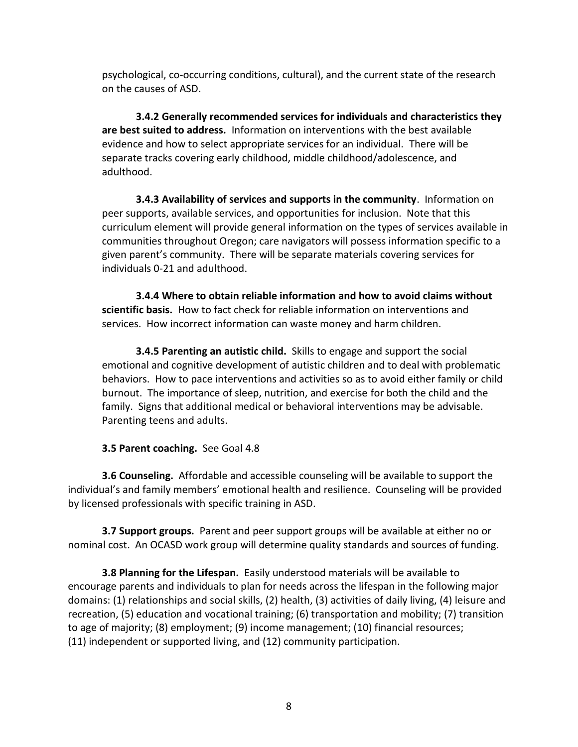psychological, co-occurring conditions, cultural), and the current state of the research on the causes of ASD.

**3.4.2 Generally recommended services for individuals and characteristics they are best suited to address.** Information on interventions with the best available evidence and how to select appropriate services for an individual. There will be separate tracks covering early childhood, middle childhood/adolescence, and adulthood.

**3.4.3 Availability of services and supports in the community**. Information on peer supports, available services, and opportunities for inclusion. Note that this curriculum element will provide general information on the types of services available in communities throughout Oregon; care navigators will possess information specific to a given parent's community. There will be separate materials covering services for individuals 0-21 and adulthood.

**3.4.4 Where to obtain reliable information and how to avoid claims without scientific basis.** How to fact check for reliable information on interventions and services. How incorrect information can waste money and harm children.

**3.4.5 Parenting an autistic child.** Skills to engage and support the social emotional and cognitive development of autistic children and to deal with problematic behaviors. How to pace interventions and activities so as to avoid either family or child burnout. The importance of sleep, nutrition, and exercise for both the child and the family. Signs that additional medical or behavioral interventions may be advisable. Parenting teens and adults.

**3.5 Parent coaching.** See Goal 4.8

**3.6 Counseling.** Affordable and accessible counseling will be available to support the individual's and family members' emotional health and resilience. Counseling will be provided by licensed professionals with specific training in ASD.

**3.7 Support groups.** Parent and peer support groups will be available at either no or nominal cost. An OCASD work group will determine quality standards and sources of funding.

**3.8 Planning for the Lifespan.** Easily understood materials will be available to encourage parents and individuals to plan for needs across the lifespan in the following major domains: (1) relationships and social skills, (2) health, (3) activities of daily living, (4) leisure and recreation, (5) education and vocational training; (6) transportation and mobility; (7) transition to age of majority; (8) employment; (9) income management; (10) financial resources; (11) independent or supported living, and (12) community participation.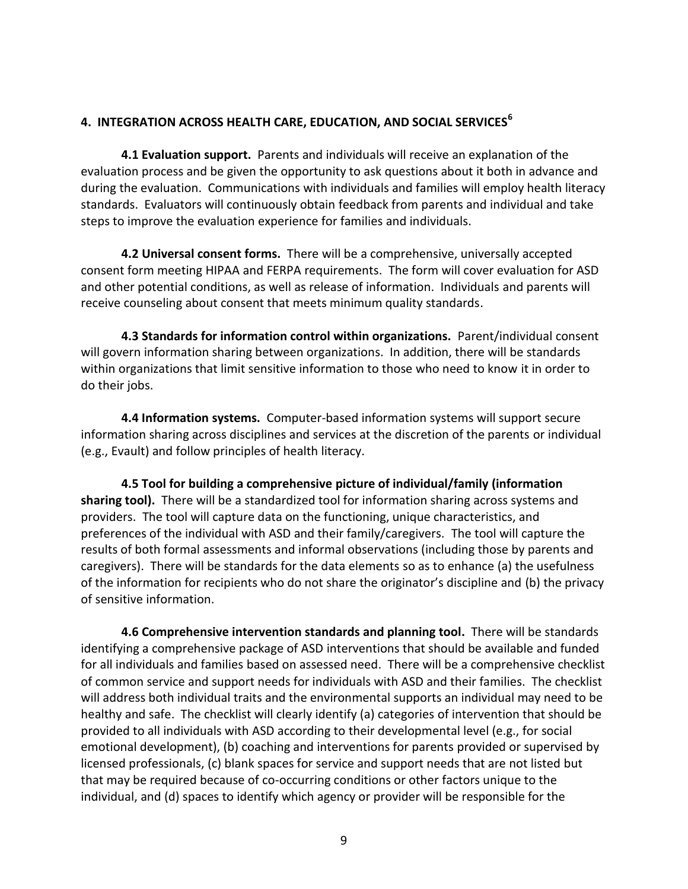## 4. INTEGRATION ACROSS HEALTH CARE, EDUCATION, AND SOCIAL SERVICES[6]

**4.1 Evaluation support.** Parents and individuals will receive an explanation of the evaluation process and be given the opportunity to ask questions about it both in advance and during the evaluation. Communications with individuals and families will employ health literacy standards. Evaluators will continuously obtain feedback from parents and individual and take steps to improve the evaluation experience for families and individuals.

**4.2 Universal consent forms.** There will be a comprehensive, universally accepted consent form meeting HIPAA and FERPA requirements. The form will cover evaluation for ASD and other potential conditions, as well as release of information. Individuals and parents will receive counseling about consent that meets minimum quality standards.

**4.3 Standards for information control within organizations.** Parent/individual consent will govern information sharing between organizations. In addition, there will be standards within organizations that limit sensitive information to those who need to know it in order to do their jobs.

**4.4 Information systems.** Computer-based information systems will support secure information sharing across disciplines and services at the discretion of the parents or individual (e.g., Evault) and follow principles of health literacy.

**4.5 Tool for building a comprehensive picture of individual/family (information sharing tool).** There will be a standardized tool for information sharing across systems and providers. The tool will capture data on the functioning, unique characteristics, and preferences of the individual with ASD and their family/caregivers. The tool will capture the results of both formal assessments and informal observations (including those by parents and caregivers). There will be standards for the data elements so as to enhance (a) the usefulness of the information for recipients who do not share the originator's discipline and (b) the privacy of sensitive information.

**4.6 Comprehensive intervention standards and planning tool.** There will be standards identifying a comprehensive package of ASD interventions that should be available and funded for all individuals and families based on assessed need. There will be a comprehensive checklist of common service and support needs for individuals with ASD and their families. The checklist will address both individual traits and the environmental supports an individual may need to be healthy and safe. The checklist will clearly identify (a) categories of intervention that should be provided to all individuals with ASD according to their developmental level (e.g., for social emotional development), (b) coaching and interventions for parents provided or supervised by licensed professionals, (c) blank spaces for service and support needs that are not listed but that may be required because of co-occurring conditions or other factors unique to the individual, and (d) spaces to identify which agency or provider will be responsible for the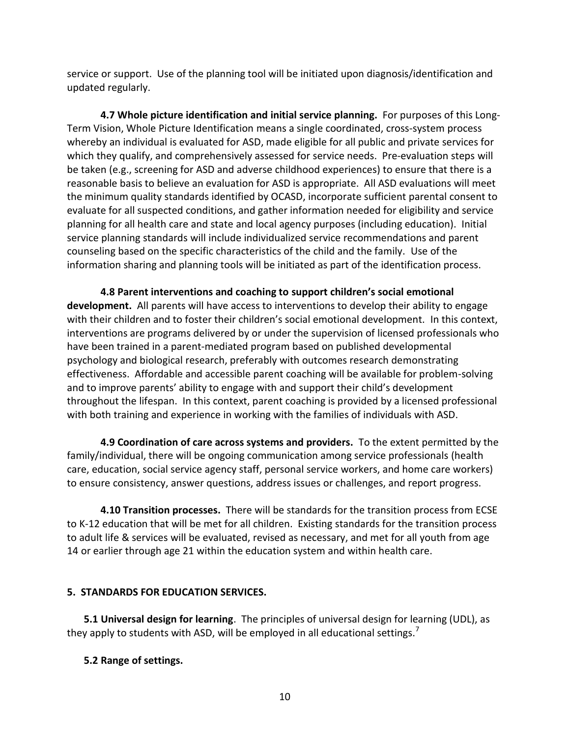service or support. Use of the planning tool will be initiated upon diagnosis/identification and updated regularly.

**4.7 Whole picture identification and initial service planning.** For purposes of this Long-Term Vision, Whole Picture Identification means a single coordinated, cross-system process whereby an individual is evaluated for ASD, made eligible for all public and private services for which they qualify, and comprehensively assessed for service needs. Pre-evaluation steps will be taken (e.g., screening for ASD and adverse childhood experiences) to ensure that there is a reasonable basis to believe an evaluation for ASD is appropriate. All ASD evaluations will meet the minimum quality standards identified by OCASD, incorporate sufficient parental consent to evaluate for all suspected conditions, and gather information needed for eligibility and service planning for all health care and state and local agency purposes (including education). Initial service planning standards will include individualized service recommendations and parent counseling based on the specific characteristics of the child and the family. Use of the information sharing and planning tools will be initiated as part of the identification process.

**4.8 Parent interventions and coaching to support children's social emotional development.** All parents will have access to interventions to develop their ability to engage with their children and to foster their children's social emotional development. In this context, interventions are programs delivered by or under the supervision of licensed professionals who have been trained in a parent-mediated program based on published developmental psychology and biological research, preferably with outcomes research demonstrating effectiveness. Affordable and accessible parent coaching will be available for problem-solving and to improve parents' ability to engage with and support their child's development throughout the lifespan. In this context, parent coaching is provided by a licensed professional with both training and experience in working with the families of individuals with ASD.

**4.9 Coordination of care across systems and providers.** To the extent permitted by the family/individual, there will be ongoing communication among service professionals (health care, education, social service agency staff, personal service workers, and home care workers) to ensure consistency, answer questions, address issues or challenges, and report progress.

**4.10 Transition processes.** There will be standards for the transition process from ECSE to K-12 education that will be met for all children. Existing standards for the transition process to adult life & services will be evaluated, revised as necessary, and met for all youth from age 14 or earlier through age 21 within the education system and within health care.

## 5. STANDARDS FOR EDUCATION SERVICES.

**5.1 Universal design for learning**. The principles of universal design for learning (UDL), as they apply to students with ASD, will be employed in all educational settings.[7]

**5.2 Range of settings.**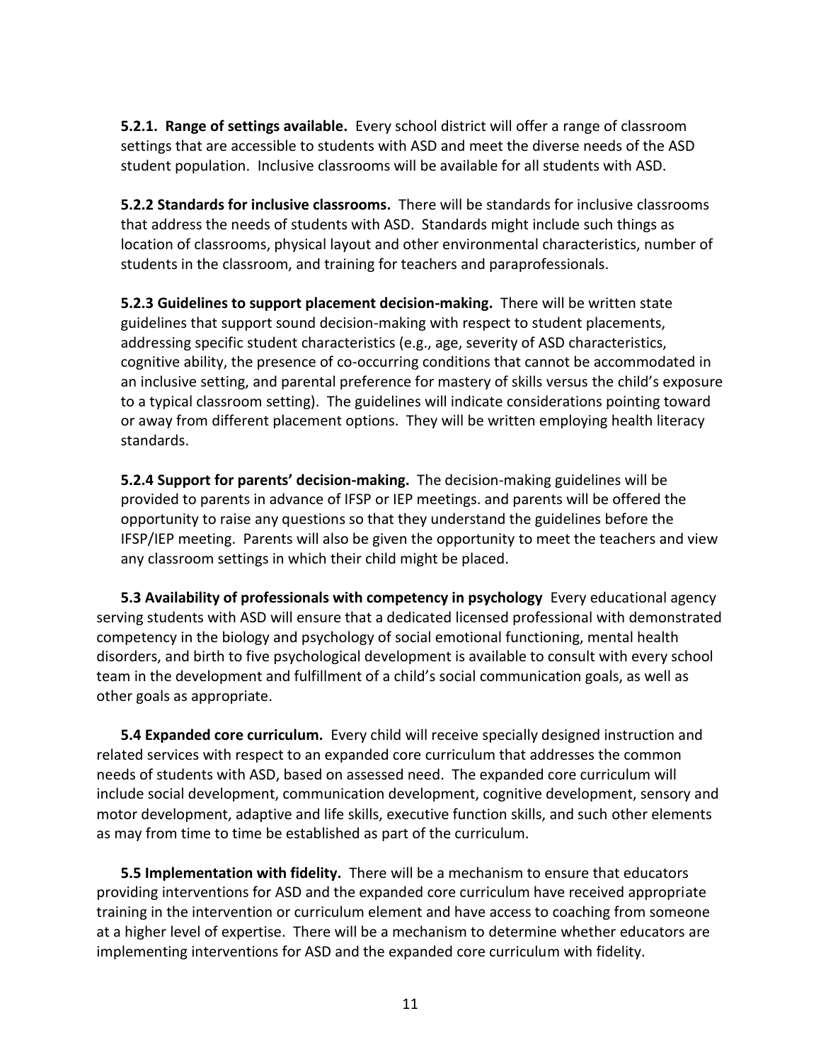**5.2.1. Range of settings available.** Every school district will offer a range of classroom settings that are accessible to students with ASD and meet the diverse needs of the ASD student population. Inclusive classrooms will be available for all students with ASD.

**5.2.2 Standards for inclusive classrooms.** There will be standards for inclusive classrooms that address the needs of students with ASD. Standards might include such things as location of classrooms, physical layout and other environmental characteristics, number of students in the classroom, and training for teachers and paraprofessionals.

**5.2.3 Guidelines to support placement decision-making.** There will be written state guidelines that support sound decision-making with respect to student placements, addressing specific student characteristics (e.g., age, severity of ASD characteristics, cognitive ability, the presence of co-occurring conditions that cannot be accommodated in an inclusive setting, and parental preference for mastery of skills versus the child's exposure to a typical classroom setting). The guidelines will indicate considerations pointing toward or away from different placement options. They will be written employing health literacy standards.

**5.2.4 Support for parents' decision-making.** The decision-making guidelines will be provided to parents in advance of IFSP or IEP meetings. and parents will be offered the opportunity to raise any questions so that they understand the guidelines before the IFSP/IEP meeting. Parents will also be given the opportunity to meet the teachers and view any classroom settings in which their child might be placed.

**5.3 Availability of professionals with competency in psychology** Every educational agency serving students with ASD will ensure that a dedicated licensed professional with demonstrated competency in the biology and psychology of social emotional functioning, mental health disorders, and birth to five psychological development is available to consult with every school team in the development and fulfillment of a child's social communication goals, as well as other goals as appropriate.

**5.4 Expanded core curriculum.** Every child will receive specially designed instruction and related services with respect to an expanded core curriculum that addresses the common needs of students with ASD, based on assessed need. The expanded core curriculum will include social development, communication development, cognitive development, sensory and motor development, adaptive and life skills, executive function skills, and such other elements as may from time to time be established as part of the curriculum.

**5.5 Implementation with fidelity.** There will be a mechanism to ensure that educators providing interventions for ASD and the expanded core curriculum have received appropriate training in the intervention or curriculum element and have access to coaching from someone at a higher level of expertise. There will be a mechanism to determine whether educators are implementing interventions for ASD and the expanded core curriculum with fidelity.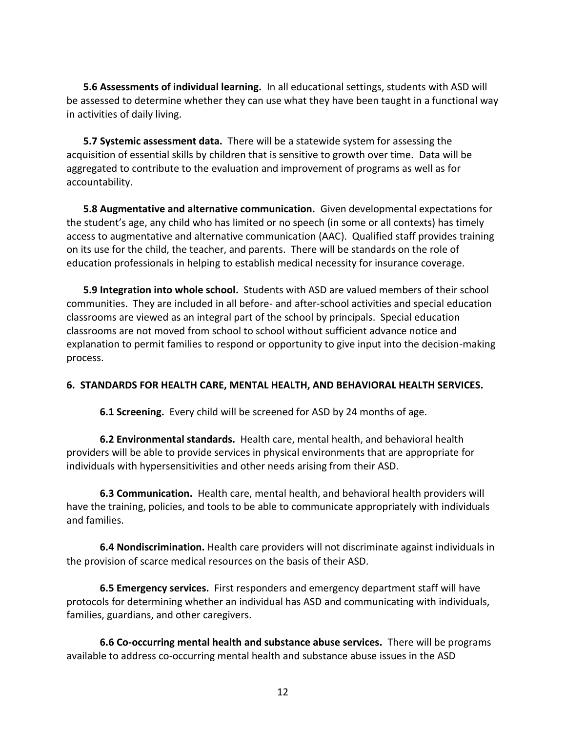**5.6 Assessments of individual learning.** In all educational settings, students with ASD will be assessed to determine whether they can use what they have been taught in a functional way in activities of daily living.

**5.7 Systemic assessment data.** There will be a statewide system for assessing the acquisition of essential skills by children that is sensitive to growth over time. Data will be aggregated to contribute to the evaluation and improvement of programs as well as for accountability.

**5.8 Augmentative and alternative communication.** Given developmental expectations for the student's age, any child who has limited or no speech (in some or all contexts) has timely access to augmentative and alternative communication (AAC). Qualified staff provides training on its use for the child, the teacher, and parents. There will be standards on the role of education professionals in helping to establish medical necessity for insurance coverage.

**5.9 Integration into whole school.** Students with ASD are valued members of their school communities. They are included in all before- and after-school activities and special education classrooms are viewed as an integral part of the school by principals. Special education classrooms are not moved from school to school without sufficient advance notice and explanation to permit families to respond or opportunity to give input into the decision-making process.

## 6. STANDARDS FOR HEALTH CARE, MENTAL HEALTH, AND BEHAVIORAL HEALTH SERVICES.

**6.1 Screening.** Every child will be screened for ASD by 24 months of age.

**6.2 Environmental standards.** Health care, mental health, and behavioral health providers will be able to provide services in physical environments that are appropriate for individuals with hypersensitivities and other needs arising from their ASD.

**6.3 Communication.** Health care, mental health, and behavioral health providers will have the training, policies, and tools to be able to communicate appropriately with individuals and families.

**6.4 Nondiscrimination.** Health care providers will not discriminate against individuals in the provision of scarce medical resources on the basis of their ASD.

**6.5 Emergency services.** First responders and emergency department staff will have protocols for determining whether an individual has ASD and communicating with individuals, families, guardians, and other caregivers.

**6.6 Co-occurring mental health and substance abuse services.** There will be programs available to address co-occurring mental health and substance abuse issues in the ASD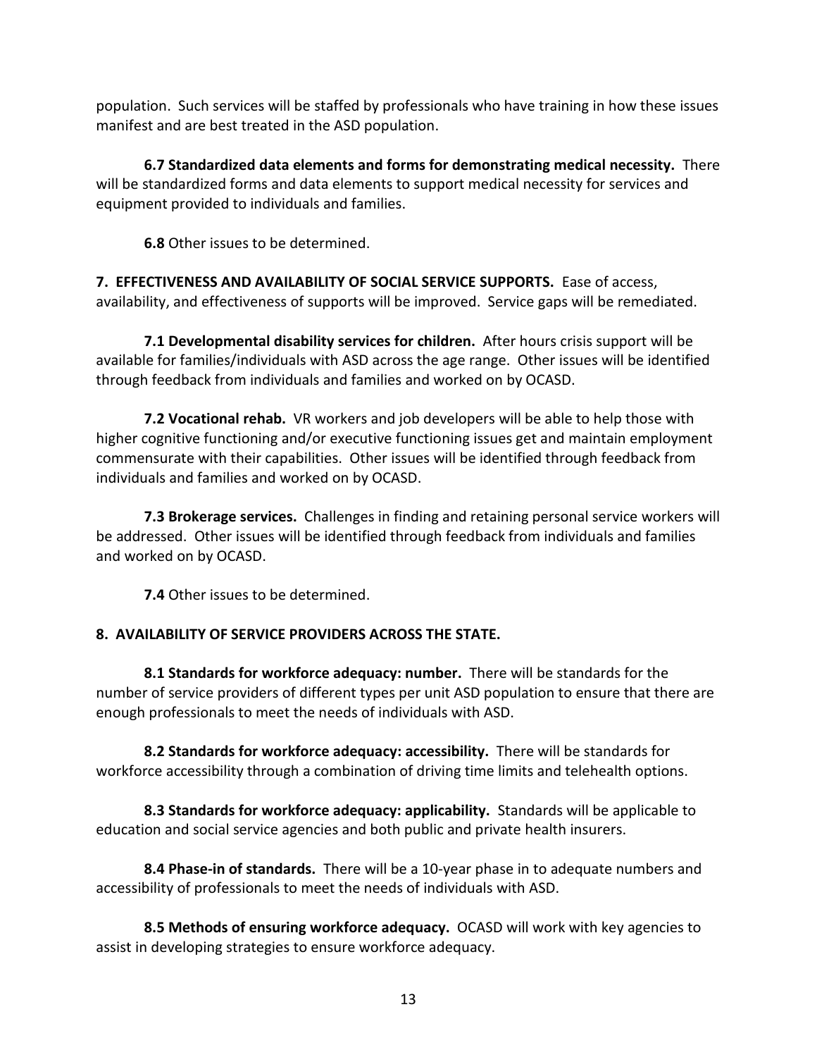population. Such services will be staffed by professionals who have training in how these issues manifest and are best treated in the ASD population.

**6.7 Standardized data elements and forms for demonstrating medical necessity.** There will be standardized forms and data elements to support medical necessity for services and equipment provided to individuals and families.

**6.8** Other issues to be determined.

**7. EFFECTIVENESS AND AVAILABILITY OF SOCIAL SERVICE SUPPORTS.** Ease of access, availability, and effectiveness of supports will be improved. Service gaps will be remediated.

**7.1 Developmental disability services for children.** After hours crisis support will be available for families/individuals with ASD across the age range. Other issues will be identified through feedback from individuals and families and worked on by OCASD.

**7.2 Vocational rehab.** VR workers and job developers will be able to help those with higher cognitive functioning and/or executive functioning issues get and maintain employment commensurate with their capabilities. Other issues will be identified through feedback from individuals and families and worked on by OCASD.

**7.3 Brokerage services.** Challenges in finding and retaining personal service workers will be addressed. Other issues will be identified through feedback from individuals and families and worked on by OCASD.

**7.4** Other issues to be determined.

**8. AVAILABILITY OF SERVICE PROVIDERS ACROSS THE STATE.**

**8.1 Standards for workforce adequacy: number.** There will be standards for the number of service providers of different types per unit ASD population to ensure that there are enough professionals to meet the needs of individuals with ASD.

**8.2 Standards for workforce adequacy: accessibility.** There will be standards for workforce accessibility through a combination of driving time limits and telehealth options.

**8.3 Standards for workforce adequacy: applicability.** Standards will be applicable to education and social service agencies and both public and private health insurers.

**8.4 Phase-in of standards.** There will be a 10-year phase in to adequate numbers and accessibility of professionals to meet the needs of individuals with ASD.

**8.5 Methods of ensuring workforce adequacy.** OCASD will work with key agencies to assist in developing strategies to ensure workforce adequacy.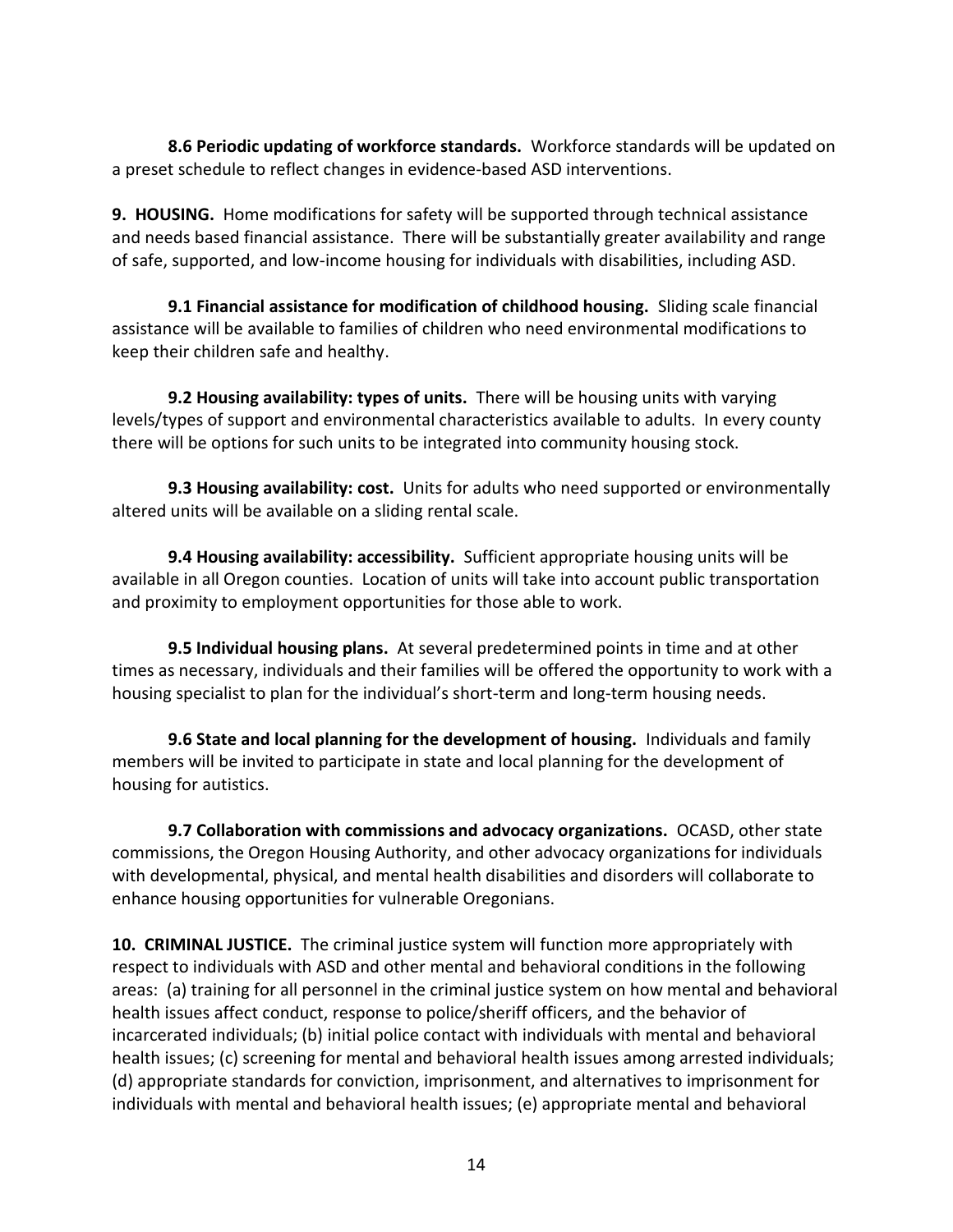**8.6 Periodic updating of workforce standards.** Workforce standards will be updated on a preset schedule to reflect changes in evidence-based ASD interventions.

**9. HOUSING.** Home modifications for safety will be supported through technical assistance and needs based financial assistance. There will be substantially greater availability and range of safe, supported, and low-income housing for individuals with disabilities, including ASD.

**9.1 Financial assistance for modification of childhood housing.** Sliding scale financial assistance will be available to families of children who need environmental modifications to keep their children safe and healthy.

**9.2 Housing availability: types of units.** There will be housing units with varying levels/types of support and environmental characteristics available to adults. In every county there will be options for such units to be integrated into community housing stock.

**9.3 Housing availability: cost.** Units for adults who need supported or environmentally altered units will be available on a sliding rental scale.

**9.4 Housing availability: accessibility.** Sufficient appropriate housing units will be available in all Oregon counties. Location of units will take into account public transportation and proximity to employment opportunities for those able to work.

**9.5 Individual housing plans.** At several predetermined points in time and at other times as necessary, individuals and their families will be offered the opportunity to work with a housing specialist to plan for the individual's short-term and long-term housing needs.

**9.6 State and local planning for the development of housing.** Individuals and family members will be invited to participate in state and local planning for the development of housing for autistics.

**9.7 Collaboration with commissions and advocacy organizations.** OCASD, other state commissions, the Oregon Housing Authority, and other advocacy organizations for individuals with developmental, physical, and mental health disabilities and disorders will collaborate to enhance housing opportunities for vulnerable Oregonians.

**10. CRIMINAL JUSTICE.** The criminal justice system will function more appropriately with respect to individuals with ASD and other mental and behavioral conditions in the following areas: (a) training for all personnel in the criminal justice system on how mental and behavioral health issues affect conduct, response to police/sheriff officers, and the behavior of incarcerated individuals; (b) initial police contact with individuals with mental and behavioral health issues; (c) screening for mental and behavioral health issues among arrested individuals; (d) appropriate standards for conviction, imprisonment, and alternatives to imprisonment for individuals with mental and behavioral health issues; (e) appropriate mental and behavioral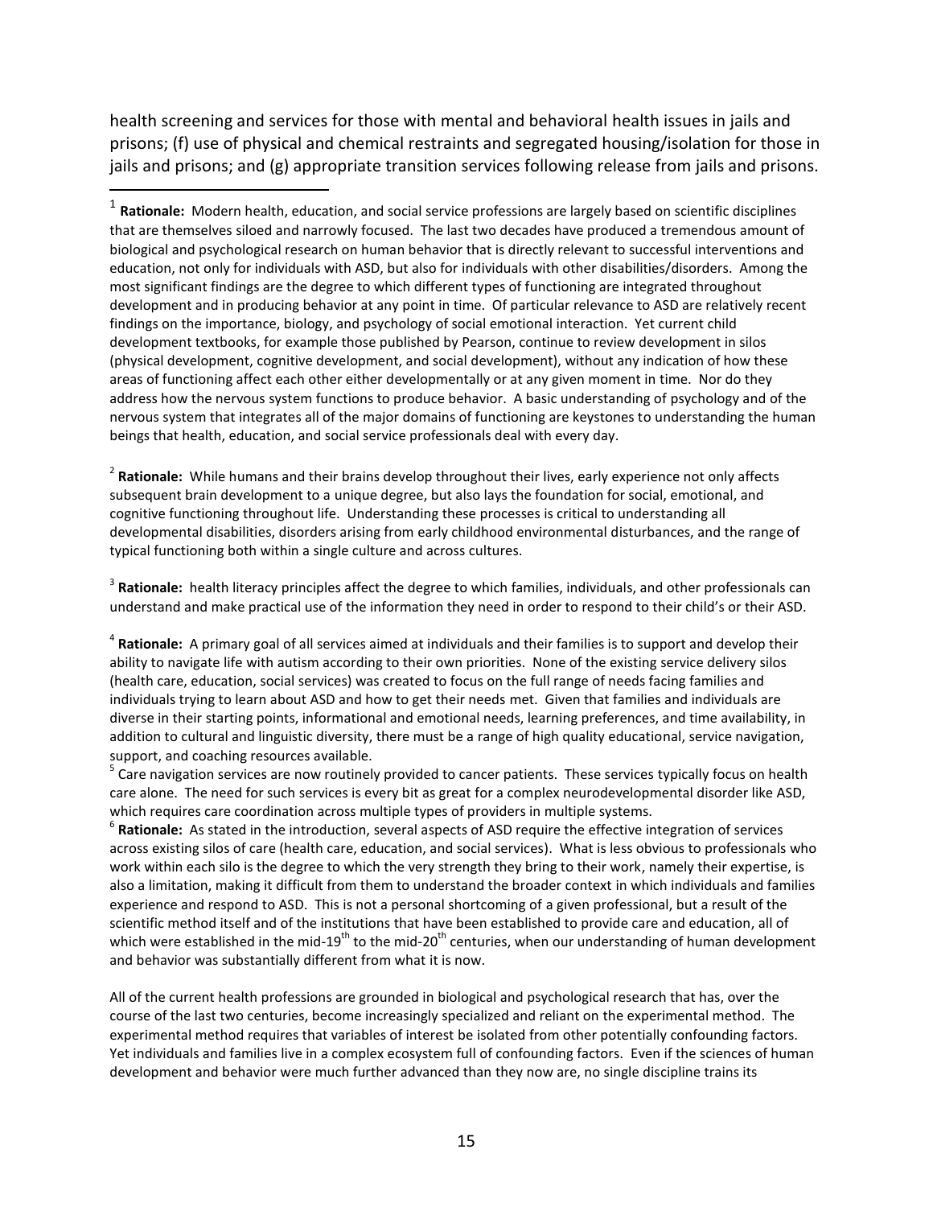health screening and services for those with mental and behavioral health issues in jails and prisons; (f) use of physical and chemical restraints and segregated housing/isolation for those in jails and prisons; and (g) appropriate transition services following release from jails and prisons.

---

[1] **Rationale:** Modern health, education, and social service professions are largely based on scientific disciplines that are themselves siloed and narrowly focused. The last two decades have produced a tremendous amount of biological and psychological research on human behavior that is directly relevant to successful interventions and education, not only for individuals with ASD, but also for individuals with other disabilities/disorders. Among the most significant findings are the degree to which different types of functioning are integrated throughout development and in producing behavior at any point in time. Of particular relevance to ASD are relatively recent findings on the importance, biology, and psychology of social emotional interaction. Yet current child development textbooks, for example those published by Pearson, continue to review development in silos (physical development, cognitive development, and social development), without any indication of how these areas of functioning affect each other either developmentally or at any given moment in time. Nor do they address how the nervous system functions to produce behavior. A basic understanding of psychology and of the nervous system that integrates all of the major domains of functioning are keystones to understanding the human beings that health, education, and social service professionals deal with every day.

[2] **Rationale:** While humans and their brains develop throughout their lives, early experience not only affects subsequent brain development to a unique degree, but also lays the foundation for social, emotional, and cognitive functioning throughout life. Understanding these processes is critical to understanding all developmental disabilities, disorders arising from early childhood environmental disturbances, and the range of typical functioning both within a single culture and across cultures.

[3] **Rationale:** health literacy principles affect the degree to which families, individuals, and other professionals can understand and make practical use of the information they need in order to respond to their child's or their ASD.

[4] **Rationale:** A primary goal of all services aimed at individuals and their families is to support and develop their ability to navigate life with autism according to their own priorities. None of the existing service delivery silos (health care, education, social services) was created to focus on the full range of needs facing families and individuals trying to learn about ASD and how to get their needs met. Given that families and individuals are diverse in their starting points, informational and emotional needs, learning preferences, and time availability, in addition to cultural and linguistic diversity, there must be a range of high quality educational, service navigation, support, and coaching resources available.

[5] Care navigation services are now routinely provided to cancer patients. These services typically focus on health care alone. The need for such services is every bit as great for a complex neurodevelopmental disorder like ASD, which requires care coordination across multiple types of providers in multiple systems.

[6] **Rationale:** As stated in the introduction, several aspects of ASD require the effective integration of services across existing silos of care (health care, education, and social services). What is less obvious to professionals who work within each silo is the degree to which the very strength they bring to their work, namely their expertise, is also a limitation, making it difficult from them to understand the broader context in which individuals and families experience and respond to ASD. This is not a personal shortcoming of a given professional, but a result of the scientific method itself and of the institutions that have been established to provide care and education, all of which were established in the mid-19th to the mid-20th centuries, when our understanding of human development and behavior was substantially different from what it is now.

All of the current health professions are grounded in biological and psychological research that has, over the course of the last two centuries, become increasingly specialized and reliant on the experimental method. The experimental method requires that variables of interest be isolated from other potentially confounding factors. Yet individuals and families live in a complex ecosystem full of confounding factors. Even if the sciences of human development and behavior were much further advanced than they now are, no single discipline trains its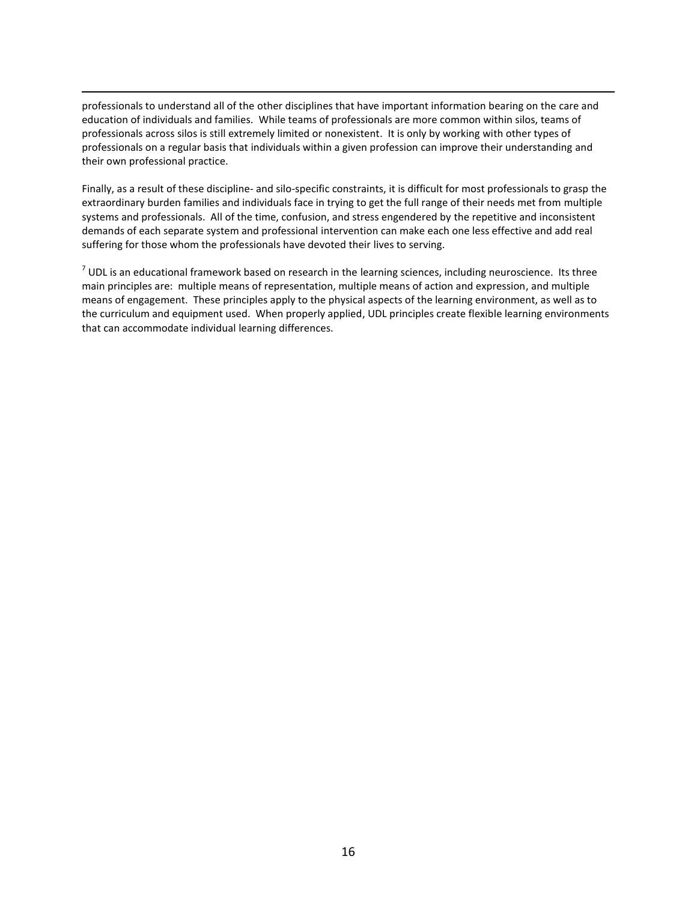professionals to understand all of the other disciplines that have important information bearing on the care and education of individuals and families. While teams of professionals are more common within silos, teams of professionals across silos is still extremely limited or nonexistent. It is only by working with other types of professionals on a regular basis that individuals within a given profession can improve their understanding and their own professional practice.

Finally, as a result of these discipline- and silo-specific constraints, it is difficult for most professionals to grasp the extraordinary burden families and individuals face in trying to get the full range of their needs met from multiple systems and professionals. All of the time, confusion, and stress engendered by the repetitive and inconsistent demands of each separate system and professional intervention can make each one less effective and add real suffering for those whom the professionals have devoted their lives to serving.

[7] UDL is an educational framework based on research in the learning sciences, including neuroscience. Its three main principles are: multiple means of representation, multiple means of action and expression, and multiple means of engagement. These principles apply to the physical aspects of the learning environment, as well as to the curriculum and equipment used. When properly applied, UDL principles create flexible learning environments that can accommodate individual learning differences.